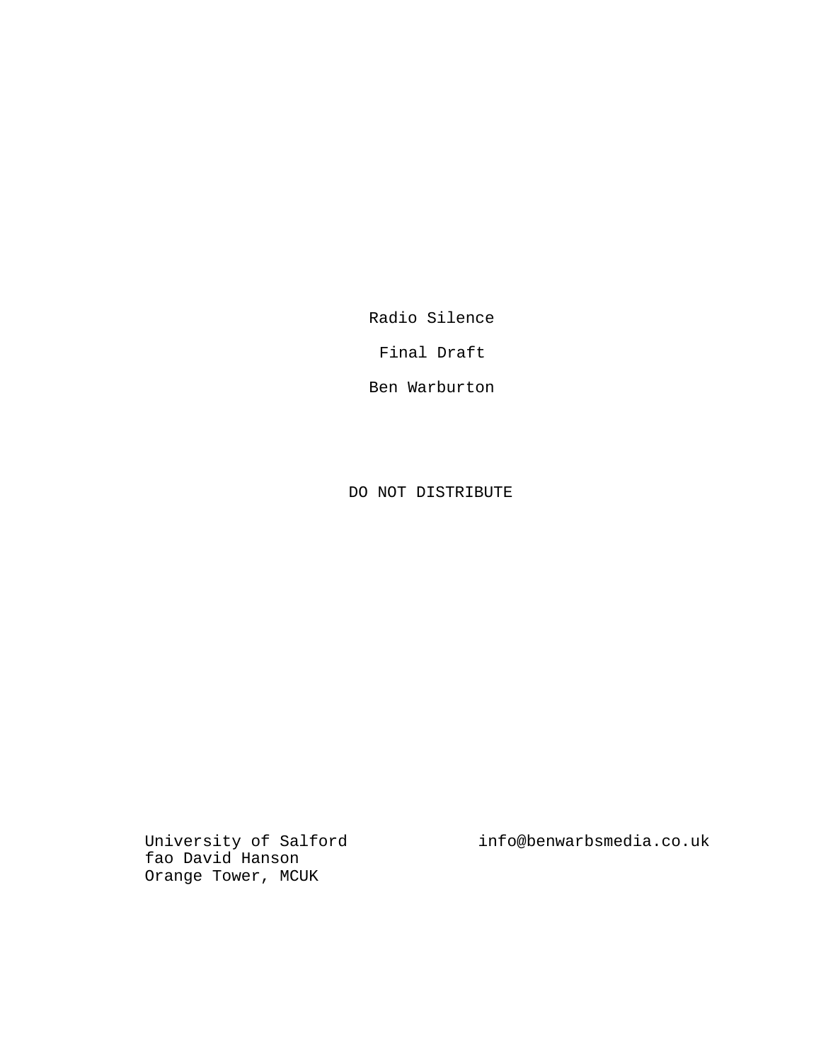# Radio Silence

Final Draft

Ben Warburton

DO NOT DISTRIBUTE

University of Salford
fao David Hanson
Orange Tower, MCUK

info@benwarbsmedia.co.uk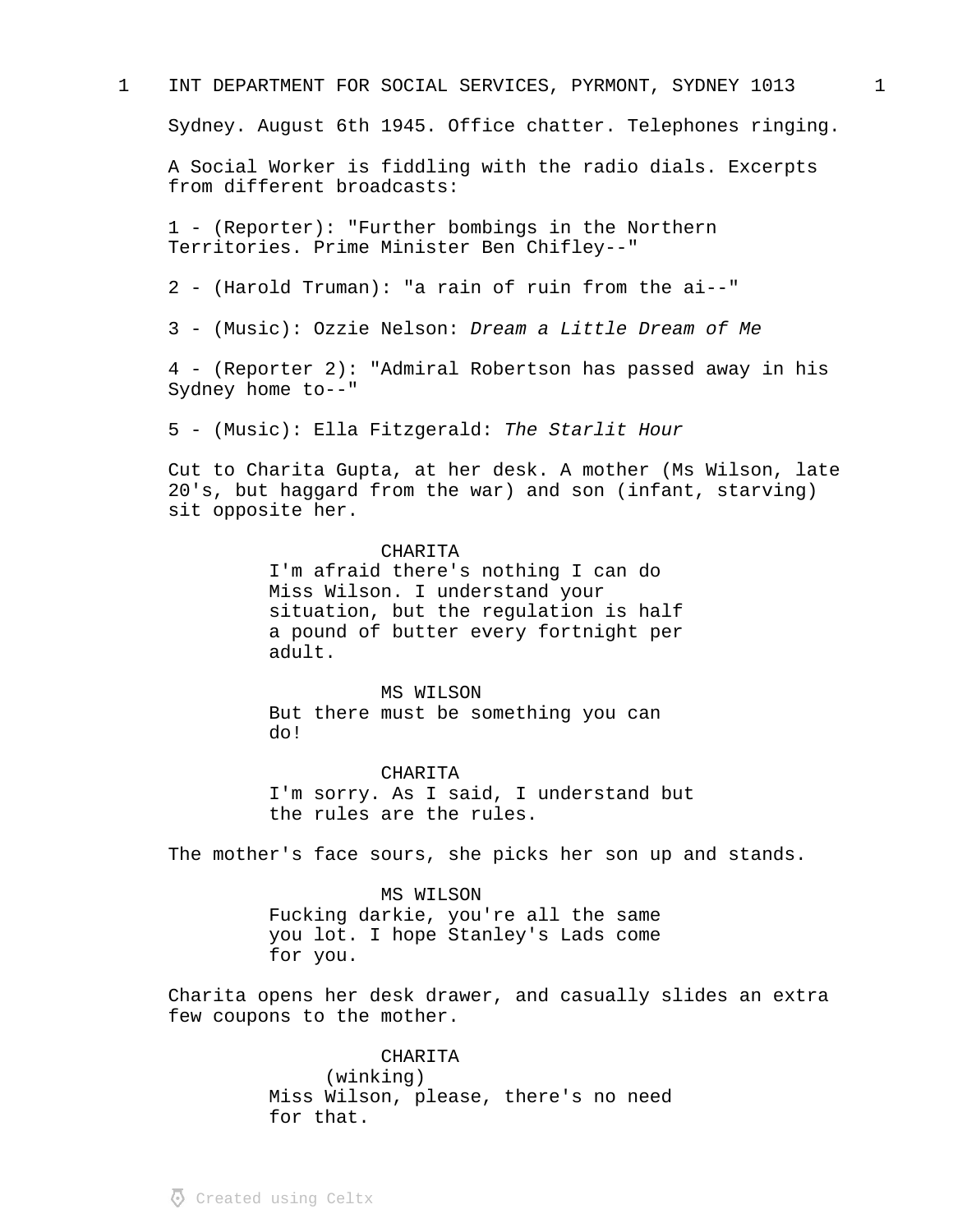1 INT DEPARTMENT FOR SOCIAL SERVICES, PYRMONT, SYDNEY 1013 1

Sydney. August 6th 1945. Office chatter. Telephones ringing.

A Social Worker is fiddling with the radio dials. Excerpts from different broadcasts:

1 - (Reporter): "Further bombings in the Northern Territories. Prime Minister Ben Chifley--"

2 - (Harold Truman): "a rain of ruin from the ai--"

3 - (Music): Ozzie Nelson: *Dream a Little Dream of Me*

4 - (Reporter 2): "Admiral Robertson has passed away in his Sydney home to--"

5 - (Music): Ella Fitzgerald: *The Starlit Hour*

Cut to Charita Gupta, at her desk. A mother (Ms Wilson, late 20's, but haggard from the war) and son (infant, starving) sit opposite her.

CHARITA
I'm afraid there's nothing I can do Miss Wilson. I understand your situation, but the regulation is half a pound of butter every fortnight per adult.

MS WILSON
But there must be something you can do!

CHARITA
I'm sorry. As I said, I understand but the rules are the rules.

The mother's face sours, she picks her son up and stands.

MS WILSON
Fucking darkie, you're all the same you lot. I hope Stanley's Lads come for you.

Charita opens her desk drawer, and casually slides an extra few coupons to the mother.

CHARITA
(winking)
Miss Wilson, please, there's no need for that.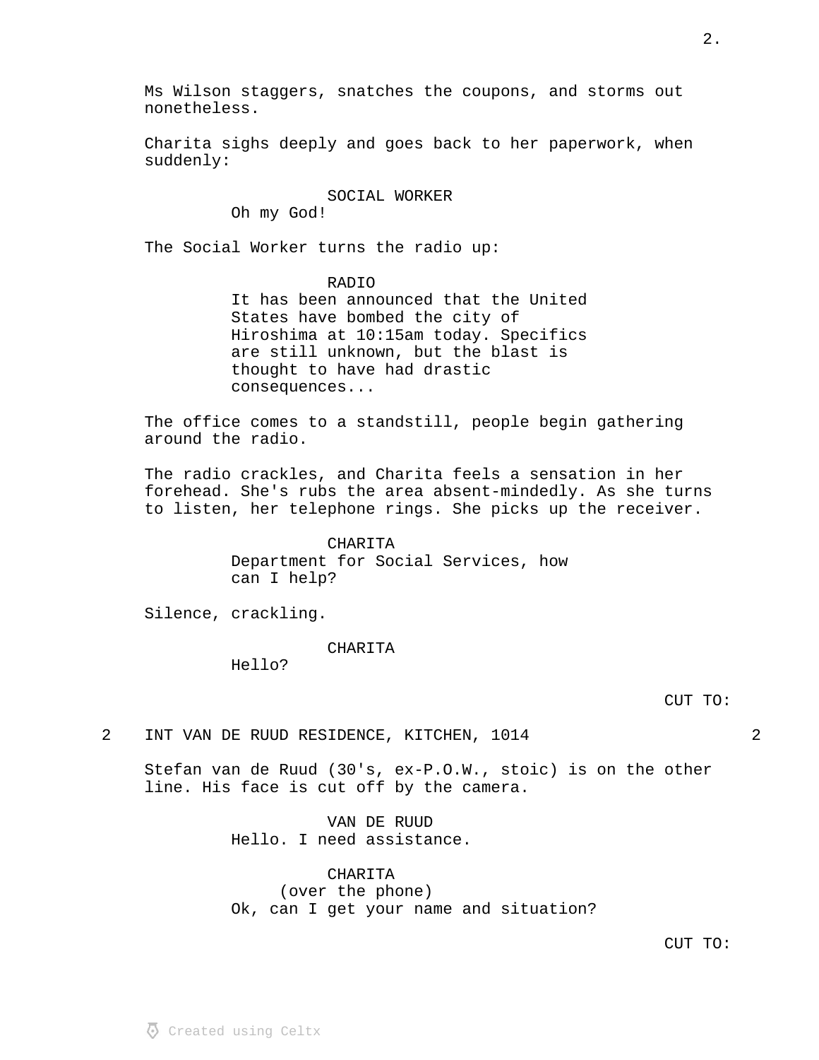Ms Wilson staggers, snatches the coupons, and storms out nonetheless.

Charita sighs deeply and goes back to her paperwork, when suddenly:

SOCIAL WORKER
Oh my God!

The Social Worker turns the radio up:

RADIO
It has been announced that the United States have bombed the city of Hiroshima at 10:15am today. Specifics are still unknown, but the blast is thought to have had drastic consequences...

The office comes to a standstill, people begin gathering around the radio.

The radio crackles, and Charita feels a sensation in her forehead. She's rubs the area absent-mindedly. As she turns to listen, her telephone rings. She picks up the receiver.

CHARITA
Department for Social Services, how can I help?

Silence, crackling.

CHARITA
Hello?

CUT TO:

2 INT VAN DE RUUD RESIDENCE, KITCHEN, 1014 2

Stefan van de Ruud (30's, ex-P.O.W., stoic) is on the other line. His face is cut off by the camera.

VAN DE RUUD
Hello. I need assistance.

CHARITA
(over the phone)
Ok, can I get your name and situation?

CUT TO: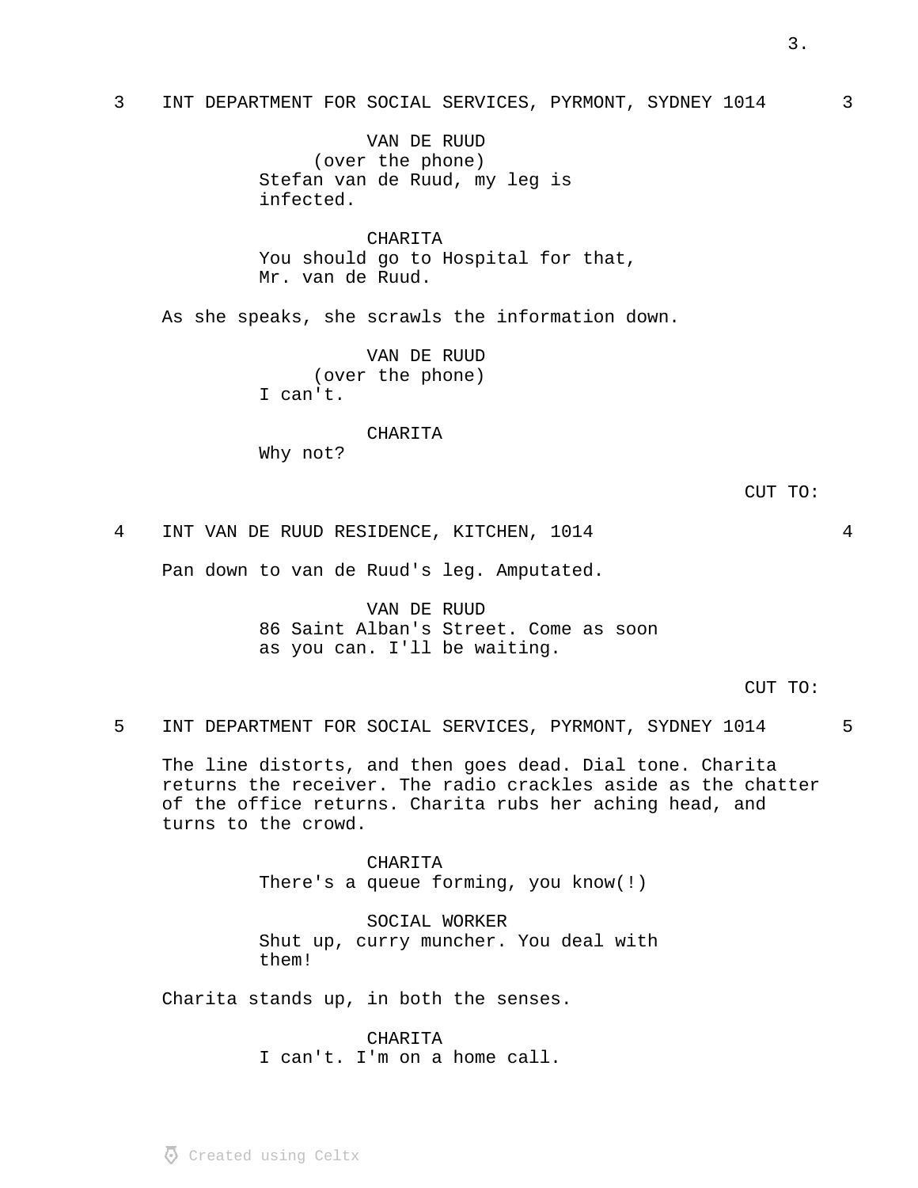3 INT DEPARTMENT FOR SOCIAL SERVICES, PYRMONT, SYDNEY 1014 3

VAN DE RUUD
(over the phone)
Stefan van de Ruud, my leg is infected.

CHARITA
You should go to Hospital for that, Mr. van de Ruud.

As she speaks, she scrawls the information down.

VAN DE RUUD
(over the phone)
I can't.

CHARITA
Why not?

CUT TO:

4 INT VAN DE RUUD RESIDENCE, KITCHEN, 1014 4

Pan down to van de Ruud's leg. Amputated.

VAN DE RUUD
86 Saint Alban's Street. Come as soon as you can. I'll be waiting.

CUT TO:

5 INT DEPARTMENT FOR SOCIAL SERVICES, PYRMONT, SYDNEY 1014 5

The line distorts, and then goes dead. Dial tone. Charita returns the receiver. The radio crackles aside as the chatter of the office returns. Charita rubs her aching head, and turns to the crowd.

CHARITA
There's a queue forming, you know(!)

SOCIAL WORKER
Shut up, curry muncher. You deal with them!

Charita stands up, in both the senses.

CHARITA
I can't. I'm on a home call.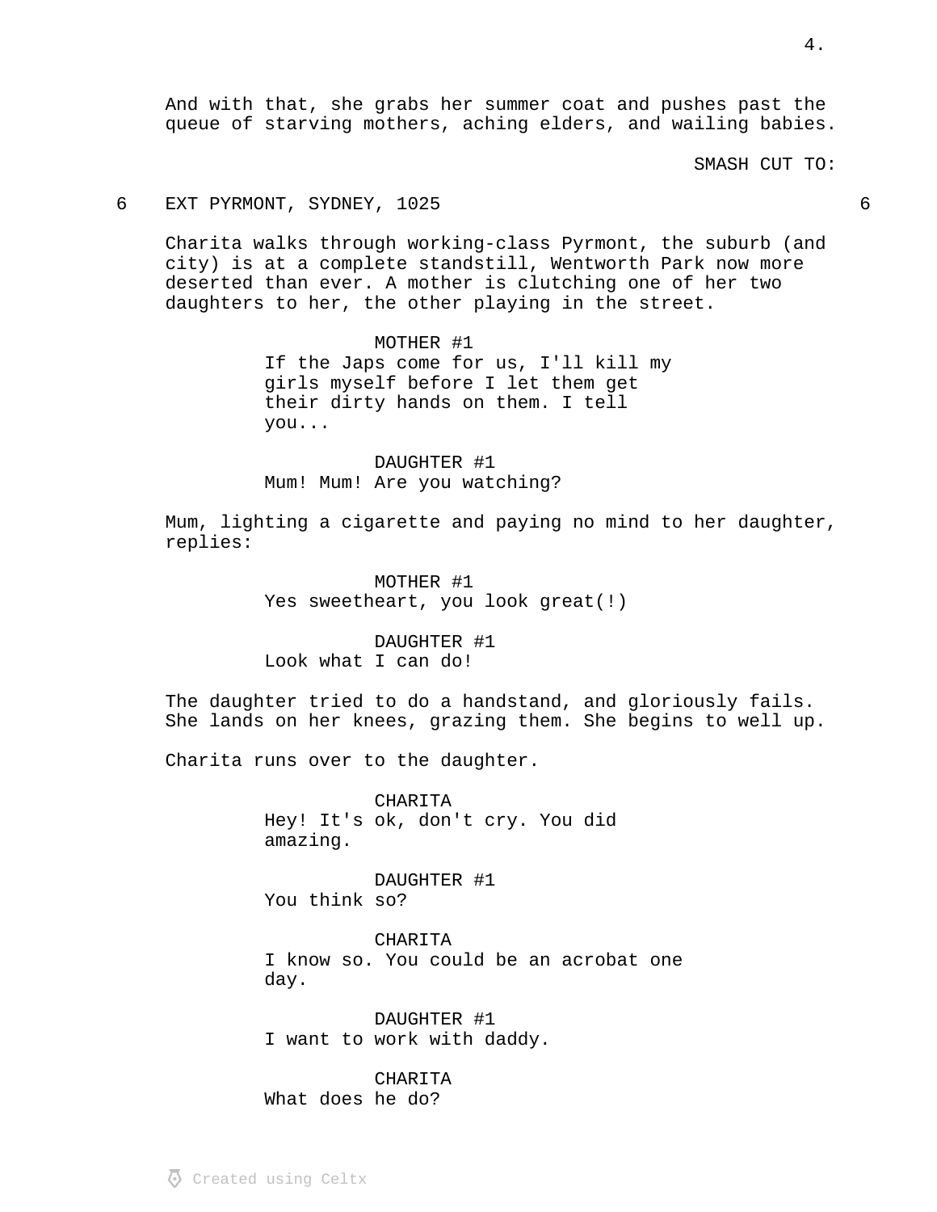And with that, she grabs her summer coat and pushes past the queue of starving mothers, aching elders, and wailing babies.

SMASH CUT TO:

6 EXT PYRMONT, SYDNEY, 1025 6

Charita walks through working-class Pyrmont, the suburb (and city) is at a complete standstill, Wentworth Park now more deserted than ever. A mother is clutching one of her two daughters to her, the other playing in the street.

MOTHER #1
If the Japs come for us, I'll kill my girls myself before I let them get their dirty hands on them. I tell you...

DAUGHTER #1
Mum! Mum! Are you watching?

Mum, lighting a cigarette and paying no mind to her daughter, replies:

MOTHER #1
Yes sweetheart, you look great(!)

DAUGHTER #1
Look what I can do!

The daughter tried to do a handstand, and gloriously fails. She lands on her knees, grazing them. She begins to well up.

Charita runs over to the daughter.

CHARITA
Hey! It's ok, don't cry. You did amazing.

DAUGHTER #1
You think so?

CHARITA
I know so. You could be an acrobat one day.

DAUGHTER #1
I want to work with daddy.

CHARITA
What does he do?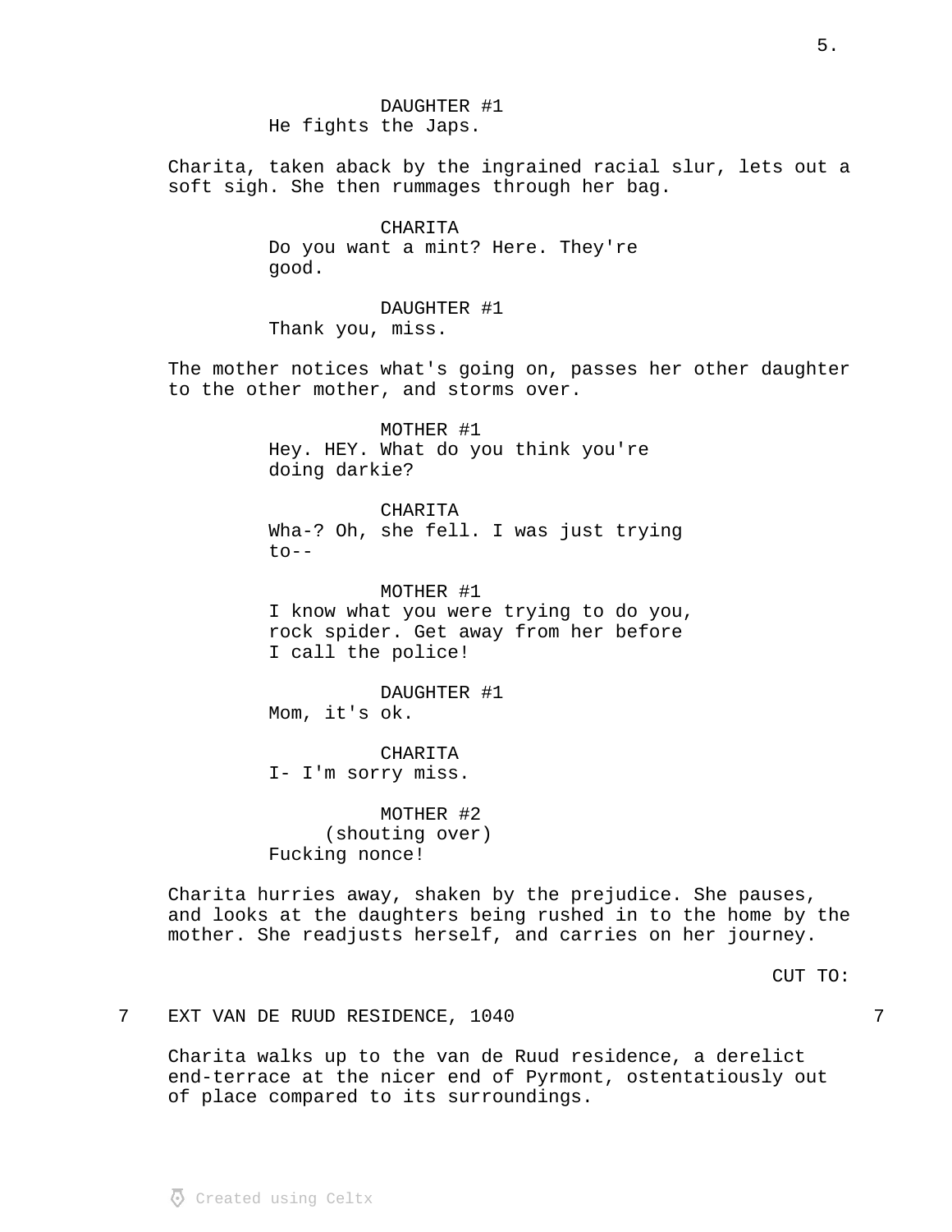DAUGHTER #1
He fights the Japs.

Charita, taken aback by the ingrained racial slur, lets out a soft sigh. She then rummages through her bag.

CHARITA
Do you want a mint? Here. They're good.

DAUGHTER #1
Thank you, miss.

The mother notices what's going on, passes her other daughter to the other mother, and storms over.

MOTHER #1
Hey. HEY. What do you think you're doing darkie?

CHARITA
Wha-? Oh, she fell. I was just trying to--

MOTHER #1
I know what you were trying to do you, rock spider. Get away from her before I call the police!

DAUGHTER #1
Mom, it's ok.

CHARITA
I- I'm sorry miss.

MOTHER #2
(shouting over)
Fucking nonce!

Charita hurries away, shaken by the prejudice. She pauses, and looks at the daughters being rushed in to the home by the mother. She readjusts herself, and carries on her journey.

CUT TO:

7 EXT VAN DE RUUD RESIDENCE, 1040 7

Charita walks up to the van de Ruud residence, a derelict end-terrace at the nicer end of Pyrmont, ostentatiously out of place compared to its surroundings.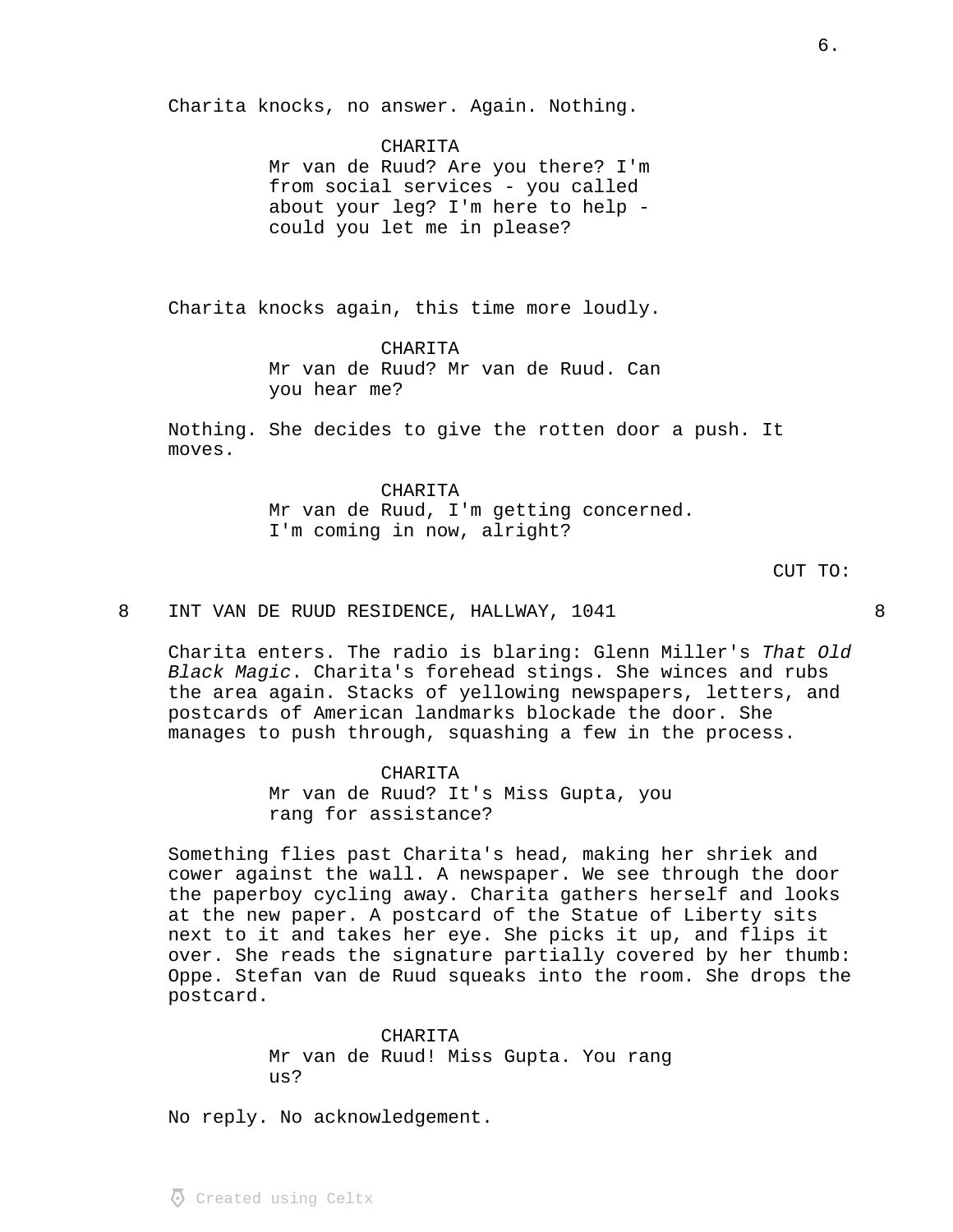Charita knocks, no answer. Again. Nothing.

CHARITA
Mr van de Ruud? Are you there? I'm from social services - you called about your leg? I'm here to help - could you let me in please?

Charita knocks again, this time more loudly.

CHARITA
Mr van de Ruud? Mr van de Ruud. Can you hear me?

Nothing. She decides to give the rotten door a push. It moves.

CHARITA
Mr van de Ruud, I'm getting concerned. I'm coming in now, alright?

CUT TO:

## 8 INT VAN DE RUUD RESIDENCE, HALLWAY, 1041 8

Charita enters. The radio is blaring: Glenn Miller's *That Old Black Magic*. Charita's forehead stings. She winces and rubs the area again. Stacks of yellowing newspapers, letters, and postcards of American landmarks blockade the door. She manages to push through, squashing a few in the process.

CHARITA
Mr van de Ruud? It's Miss Gupta, you rang for assistance?

Something flies past Charita's head, making her shriek and cower against the wall. A newspaper. We see through the door the paperboy cycling away. Charita gathers herself and looks at the new paper. A postcard of the Statue of Liberty sits next to it and takes her eye. She picks it up, and flips it over. She reads the signature partially covered by her thumb: Oppe. Stefan van de Ruud squeaks into the room. She drops the postcard.

CHARITA
Mr van de Ruud! Miss Gupta. You rang us?

No reply. No acknowledgement.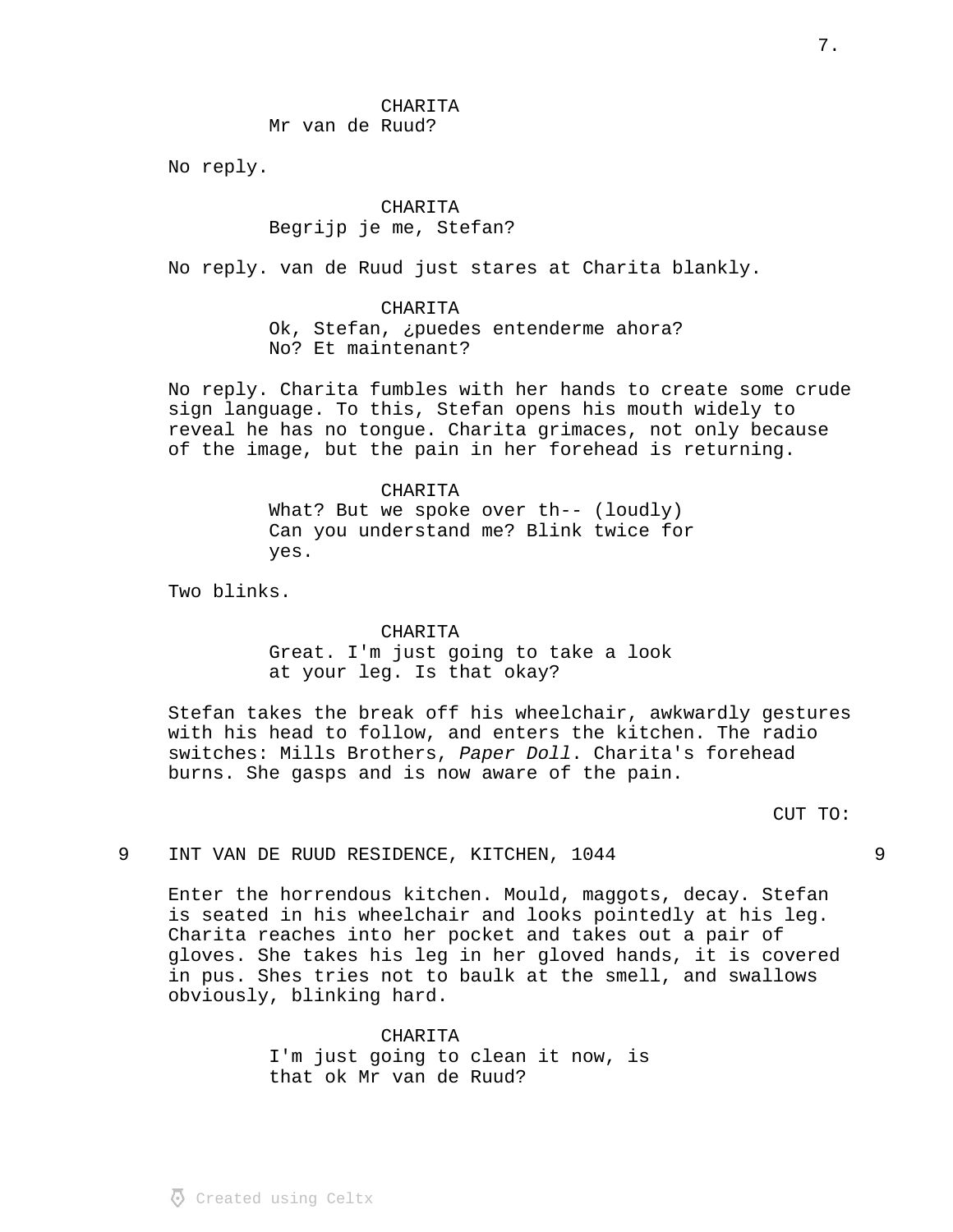CHARITA
Mr van de Ruud?

No reply.

CHARITA
Begrijp je me, Stefan?

No reply. van de Ruud just stares at Charita blankly.

CHARITA
Ok, Stefan, ¿puedes entenderme ahora?
No? Et maintenant?

No reply. Charita fumbles with her hands to create some crude sign language. To this, Stefan opens his mouth widely to reveal he has no tongue. Charita grimaces, not only because of the image, but the pain in her forehead is returning.

CHARITA
What? But we spoke over th-- (loudly)
Can you understand me? Blink twice for yes.

Two blinks.

CHARITA
Great. I'm just going to take a look at your leg. Is that okay?

Stefan takes the break off his wheelchair, awkwardly gestures with his head to follow, and enters the kitchen. The radio switches: Mills Brothers, *Paper Doll*. Charita's forehead burns. She gasps and is now aware of the pain.

CUT TO:

9 INT VAN DE RUUD RESIDENCE, KITCHEN, 1044 9

Enter the horrendous kitchen. Mould, maggots, decay. Stefan is seated in his wheelchair and looks pointedly at his leg. Charita reaches into her pocket and takes out a pair of gloves. She takes his leg in her gloved hands, it is covered in pus. Shes tries not to baulk at the smell, and swallows obviously, blinking hard.

CHARITA
I'm just going to clean it now, is that ok Mr van de Ruud?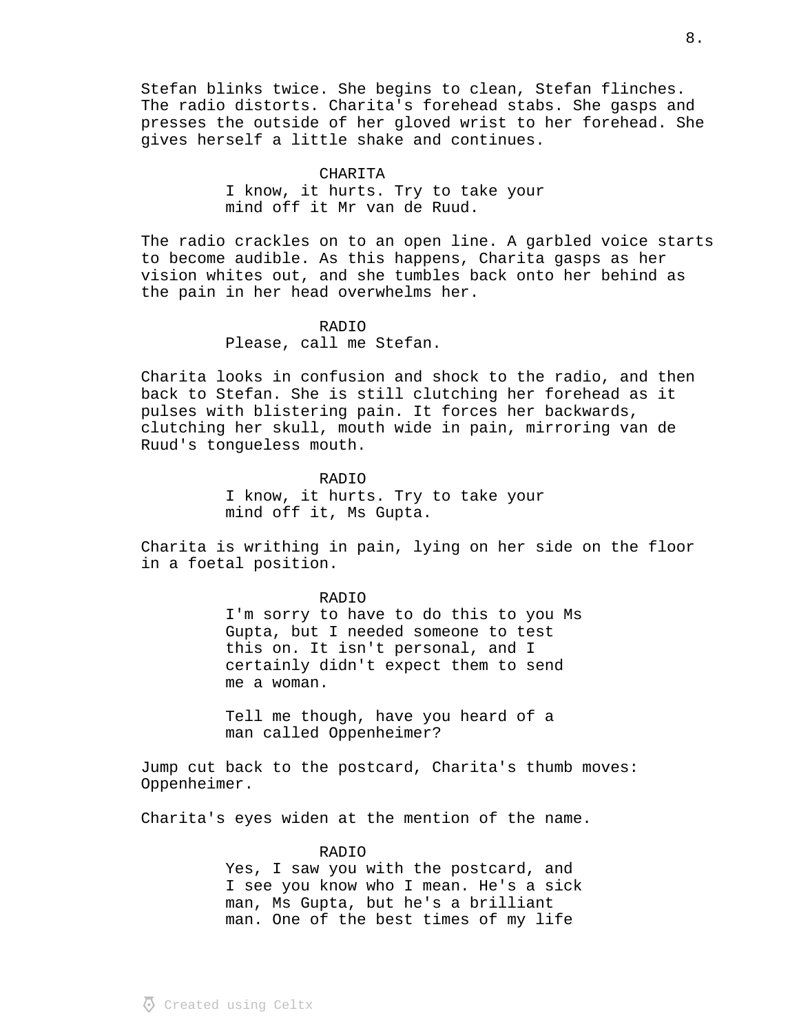Stefan blinks twice. She begins to clean, Stefan flinches. The radio distorts. Charita's forehead stabs. She gasps and presses the outside of her gloved wrist to her forehead. She gives herself a little shake and continues.

CHARITA
I know, it hurts. Try to take your mind off it Mr van de Ruud.

The radio crackles on to an open line. A garbled voice starts to become audible. As this happens, Charita gasps as her vision whites out, and she tumbles back onto her behind as the pain in her head overwhelms her.

RADIO
Please, call me Stefan.

Charita looks in confusion and shock to the radio, and then back to Stefan. She is still clutching her forehead as it pulses with blistering pain. It forces her backwards, clutching her skull, mouth wide in pain, mirroring van de Ruud's tongueless mouth.

RADIO
I know, it hurts. Try to take your mind off it, Ms Gupta.

Charita is writhing in pain, lying on her side on the floor in a foetal position.

RADIO
I'm sorry to have to do this to you Ms Gupta, but I needed someone to test this on. It isn't personal, and I certainly didn't expect them to send me a woman.

Tell me though, have you heard of a man called Oppenheimer?

Jump cut back to the postcard, Charita's thumb moves: Oppenheimer.

Charita's eyes widen at the mention of the name.

RADIO
Yes, I saw you with the postcard, and I see you know who I mean. He's a sick man, Ms Gupta, but he's a brilliant man. One of the best times of my life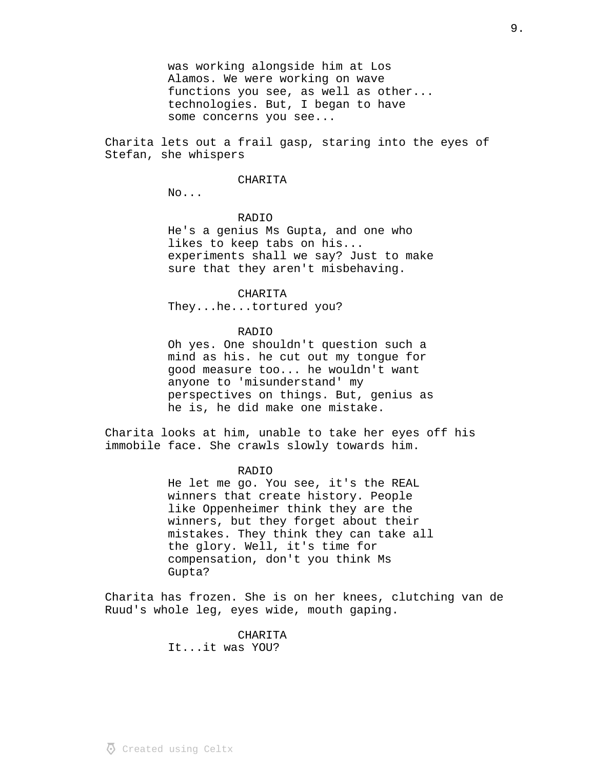was working alongside him at Los Alamos. We were working on wave functions you see, as well as other... technologies. But, I began to have some concerns you see...

Charita lets out a frail gasp, staring into the eyes of Stefan, she whispers

CHARITA

No...

RADIO

He's a genius Ms Gupta, and one who likes to keep tabs on his... experiments shall we say? Just to make sure that they aren't misbehaving.

CHARITA

They...he...tortured you?

RADIO

Oh yes. One shouldn't question such a mind as his. he cut out my tongue for good measure too... he wouldn't want anyone to 'misunderstand' my perspectives on things. But, genius as he is, he did make one mistake.

Charita looks at him, unable to take her eyes off his immobile face. She crawls slowly towards him.

RADIO

He let me go. You see, it's the REAL winners that create history. People like Oppenheimer think they are the winners, but they forget about their mistakes. They think they can take all the glory. Well, it's time for compensation, don't you think Ms Gupta?

Charita has frozen. She is on her knees, clutching van de Ruud's whole leg, eyes wide, mouth gaping.

CHARITA

It...it was YOU?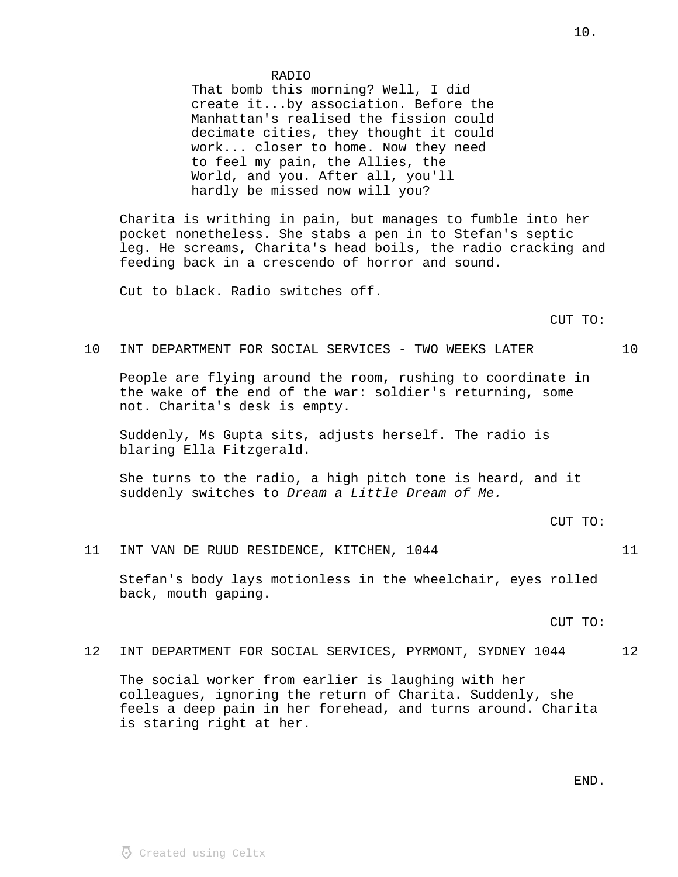RADIO

That bomb this morning? Well, I did create it...by association. Before the Manhattan's realised the fission could decimate cities, they thought it could work... closer to home. Now they need to feel my pain, the Allies, the World, and you. After all, you'll hardly be missed now will you?

Charita is writhing in pain, but manages to fumble into her pocket nonetheless. She stabs a pen in to Stefan's septic leg. He screams, Charita's head boils, the radio cracking and feeding back in a crescendo of horror and sound.

Cut to black. Radio switches off.

CUT TO:

10 INT DEPARTMENT FOR SOCIAL SERVICES - TWO WEEKS LATER 10

People are flying around the room, rushing to coordinate in the wake of the end of the war: soldier's returning, some not. Charita's desk is empty.

Suddenly, Ms Gupta sits, adjusts herself. The radio is blaring Ella Fitzgerald.

She turns to the radio, a high pitch tone is heard, and it suddenly switches to *Dream a Little Dream of Me.*

CUT TO:

11 INT VAN DE RUUD RESIDENCE, KITCHEN, 1044 11

Stefan's body lays motionless in the wheelchair, eyes rolled back, mouth gaping.

CUT TO:

12 INT DEPARTMENT FOR SOCIAL SERVICES, PYRMONT, SYDNEY 1044 12

The social worker from earlier is laughing with her colleagues, ignoring the return of Charita. Suddenly, she feels a deep pain in her forehead, and turns around. Charita is staring right at her.

END.

Created using Celtx